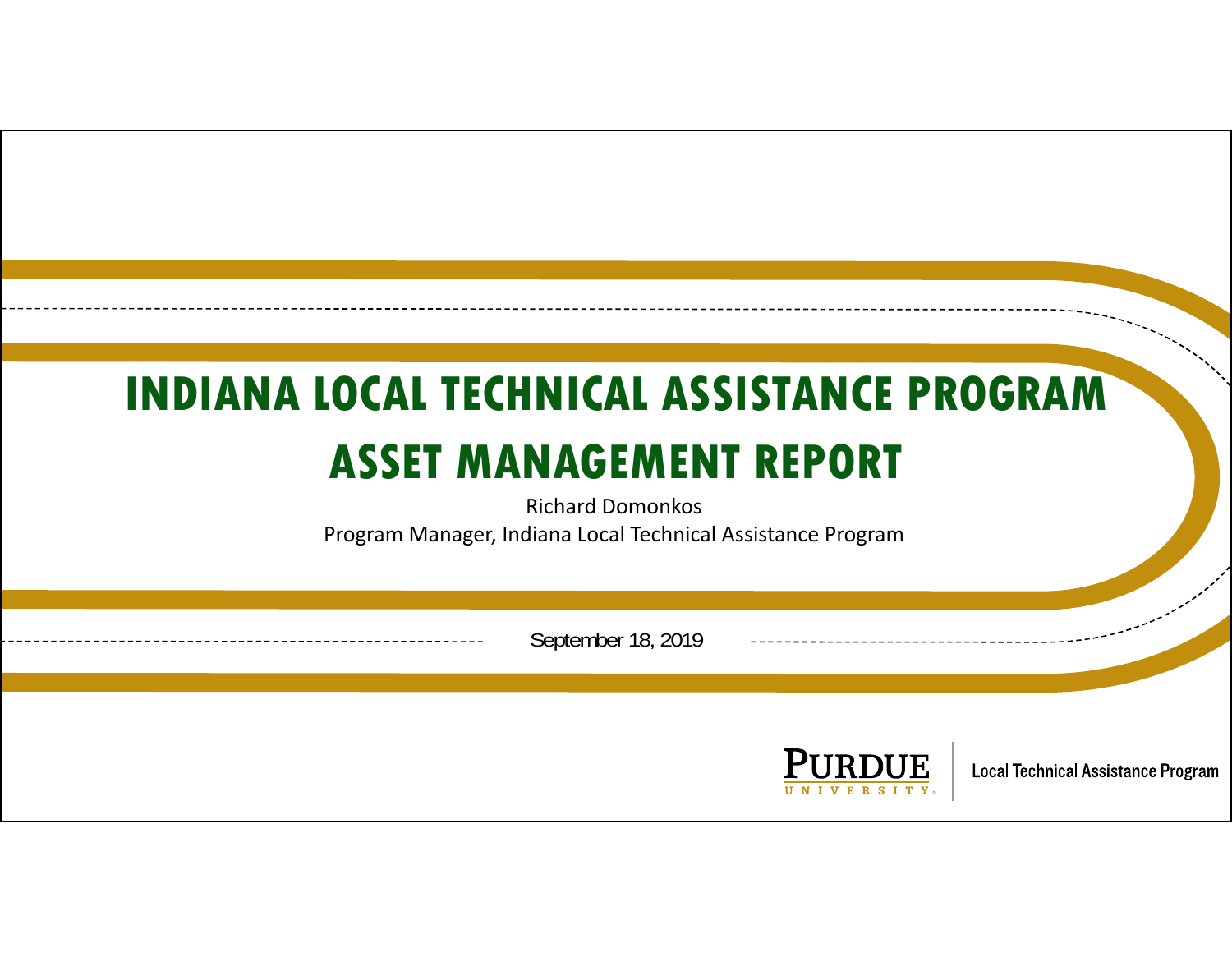# INDIANA LOCAL TECHNICAL ASSISTANCE PROGRAM
# ASSET MANAGEMENT REPORT

Richard Domonkos

Program Manager, Indiana Local Technical Assistance Program

September 18, 2019

PURDUE UNIVERSITY | Local Technical Assistance Program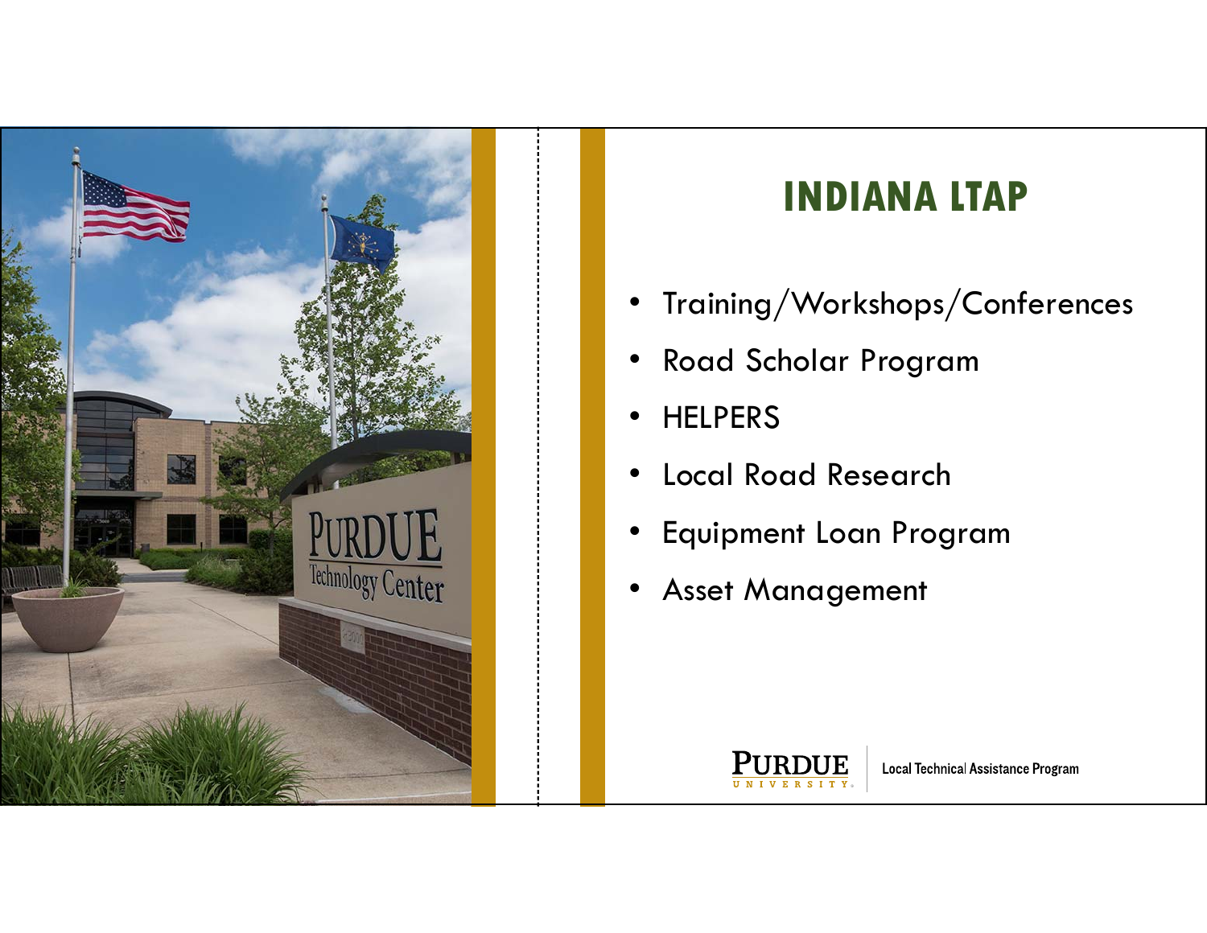# INDIANA LTAP

- Training/Workshops/Conferences
- Road Scholar Program
- HELPERS
- Local Road Research
- Equipment Loan Program
- Asset Management

Purdue University | Local Technical Assistance Program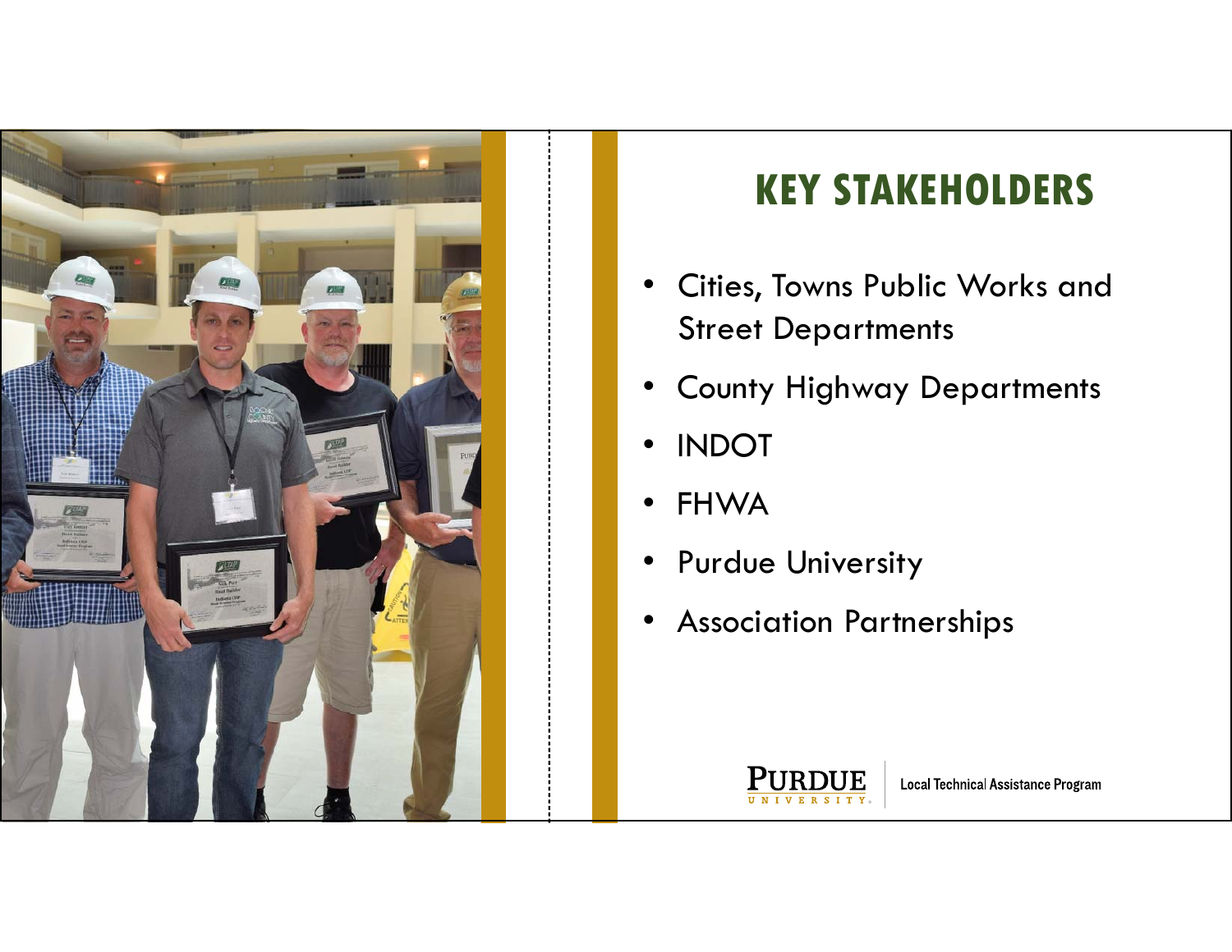# KEY STAKEHOLDERS

- Cities, Towns Public Works and Street Departments
- County Highway Departments
- INDOT
- FHWA
- Purdue University
- Association Partnerships

Purdue University | Local Technical Assistance Program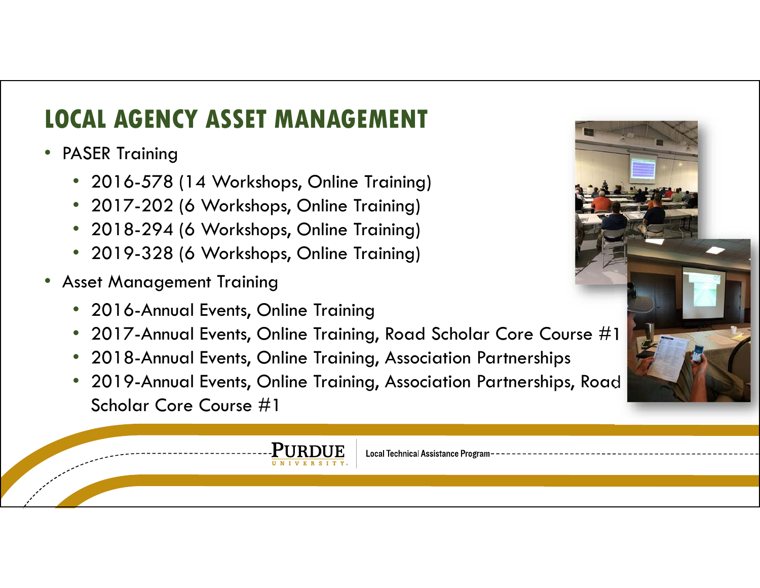# LOCAL AGENCY ASSET MANAGEMENT

- PASER Training
  - 2016-578 (14 Workshops, Online Training)
  - 2017-202 (6 Workshops, Online Training)
  - 2018-294 (6 Workshops, Online Training)
  - 2019-328 (6 Workshops, Online Training)
- Asset Management Training
  - 2016-Annual Events, Online Training
  - 2017-Annual Events, Online Training, Road Scholar Core Course #1
  - 2018-Annual Events, Online Training, Association Partnerships
  - 2019-Annual Events, Online Training, Association Partnerships, Road Scholar Core Course #1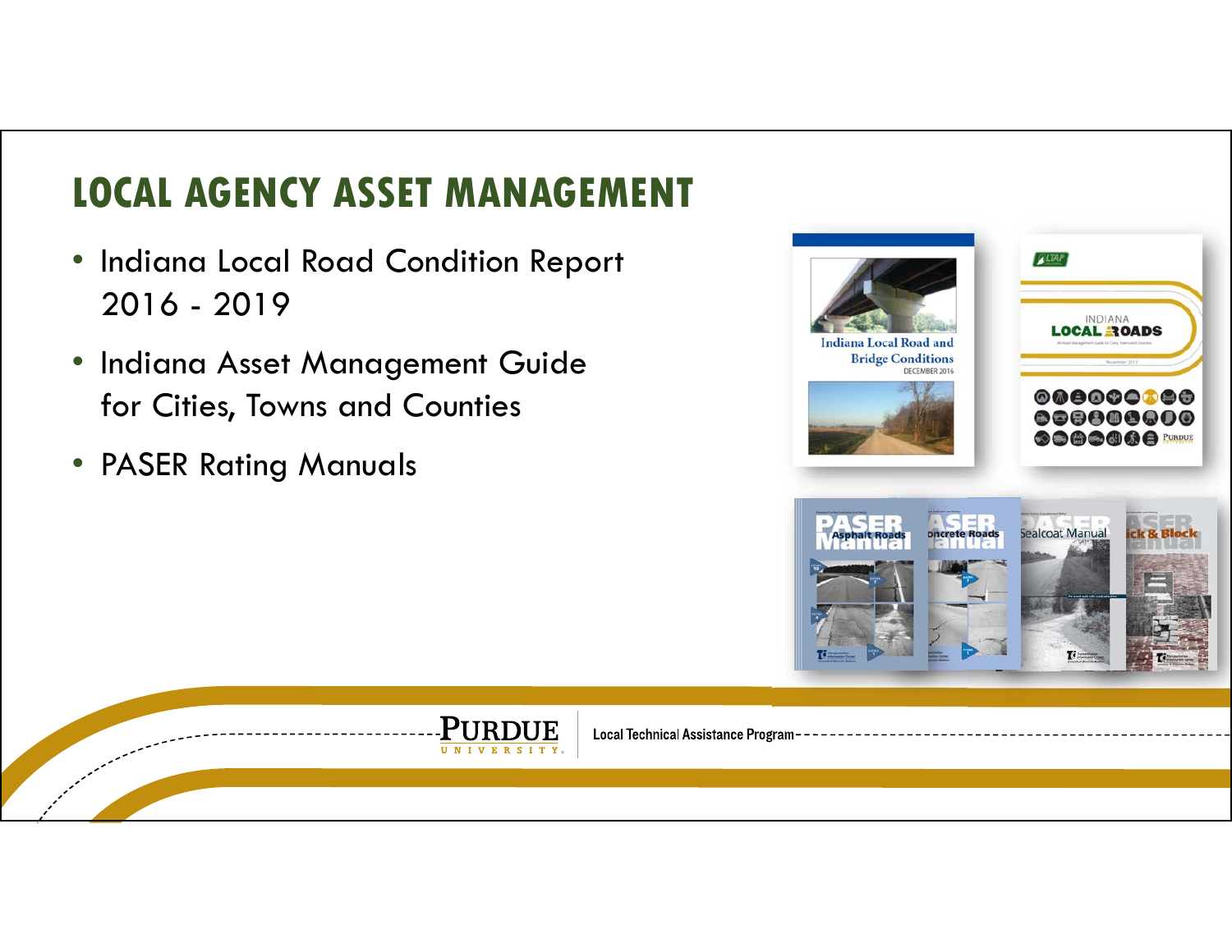# LOCAL AGENCY ASSET MANAGEMENT

- Indiana Local Road Condition Report 2016 - 2019
- Indiana Asset Management Guide for Cities, Towns and Counties
- PASER Rating Manuals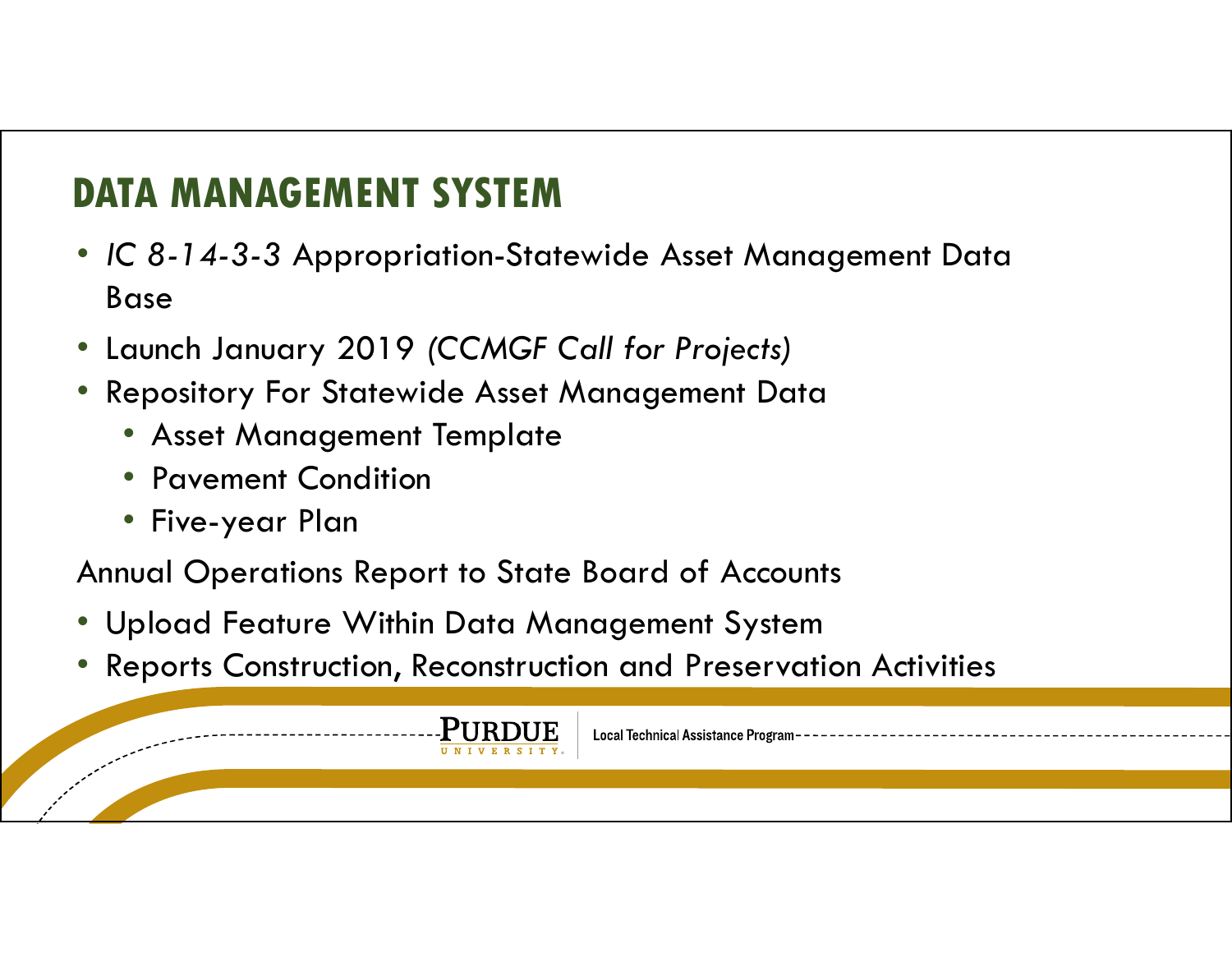# DATA MANAGEMENT SYSTEM

- *IC 8-14-3-3* Appropriation-Statewide Asset Management Data Base
- Launch January 2019 *(CCMGF Call for Projects)*
- Repository For Statewide Asset Management Data
  - Asset Management Template
  - Pavement Condition
  - Five-year Plan

Annual Operations Report to State Board of Accounts

- Upload Feature Within Data Management System
- Reports Construction, Reconstruction and Preservation Activities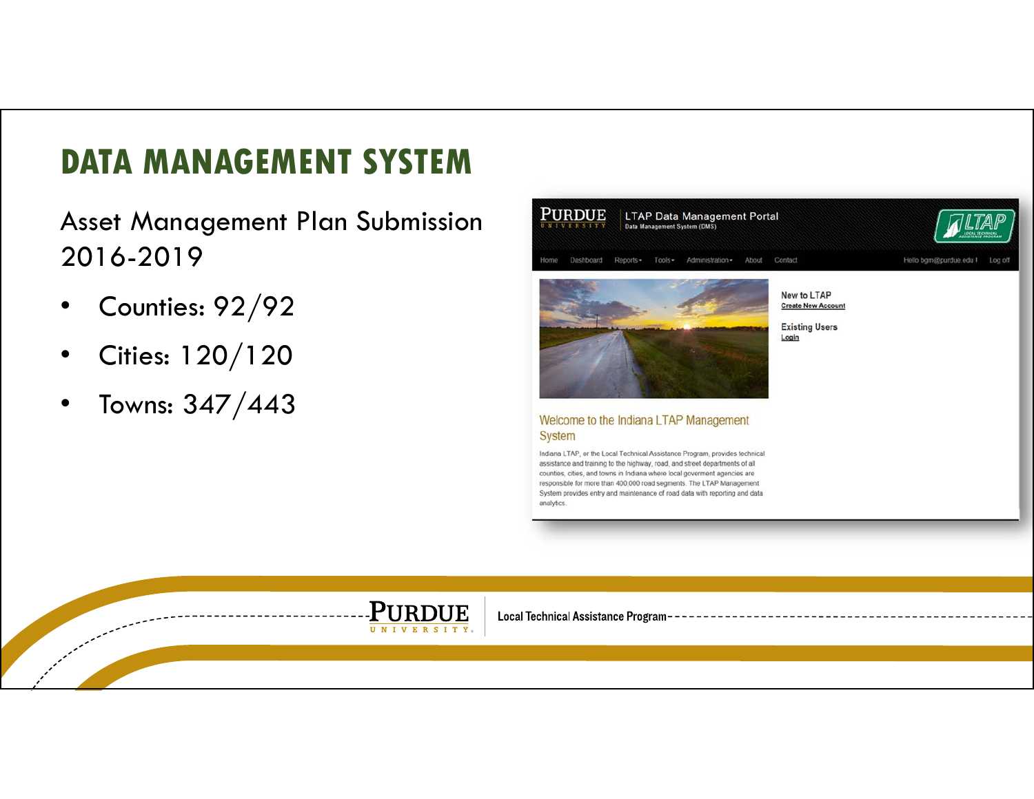# DATA MANAGEMENT SYSTEM

Asset Management Plan Submission 2016-2019

- Counties: 92/92
- Cities: 120/120
- Towns: 347/443

PURDUE UNIVERSITY | LTAP Data Management Portal
Data Management System (DMS)

Home Dashboard Reports Tools Administration About Contact Hello bgm@purdue.edu ! Log off

New to LTAP
Create New Account

Existing Users
Login

## Welcome to the Indiana LTAP Management System

Indiana LTAP, or the Local Technical Assistance Program, provides technical assistance and training to the highway, road, and street departments of all counties, cities, and towns in Indiana where local goverment agencies are responsible for more than 400,000 road segments. The LTAP Management System provides entry and maintenance of road data with reporting and data analytics.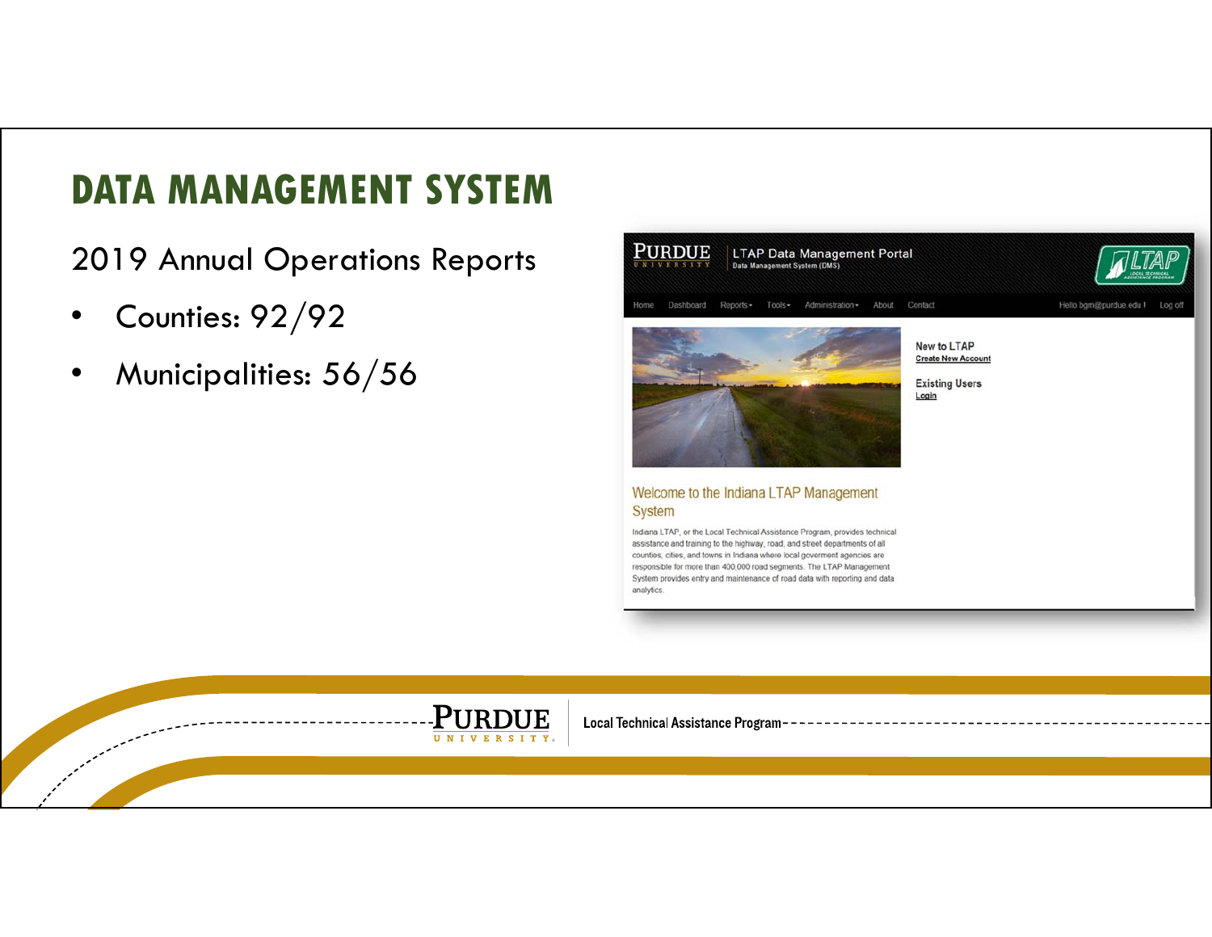# DATA MANAGEMENT SYSTEM

2019 Annual Operations Reports

- Counties: 92/92
- Municipalities: 56/56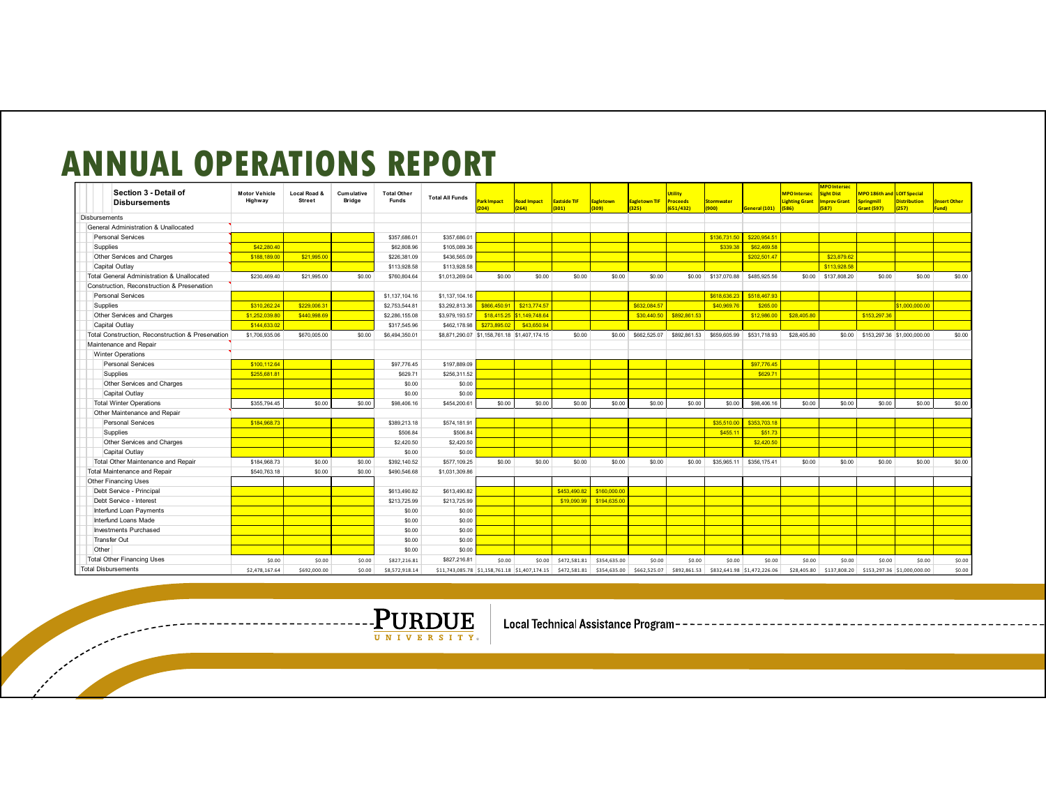# ANNUAL OPERATIONS REPORT

| Section 3 - Detail of Disbursements | Motor Vehicle Highway | Local Road & Street | Cumulative Bridge | Total Other Funds | Total All Funds | Park Impact (204) | Road Impact (264) | Eastside TIF (301) | Eagletown (309) | Eagletown TIF (325) | Utility Proceeds (651/432) | Stormwater (900) | General (101) | MPO Intersec Lighting Grant (586) | MPO Intersec Sight Dist Improv Grant (587) | MPO 186th and Springmill Grant (597) | LOIT Special Distribution (257) | (Insert Other Fund) |
|---|---|---|---|---|---|---|---|---|---|---|---|---|---|---|---|---|---|---|
| Disbursements | | | | | | | | | | | | | | | | | | |
| General Administration & Unallocated | | | | | | | | | | | | | | | | | | |
| Personal Services | | | | $357,686.01 | $357,686.01 | | | | | | | $136,731.50 | $220,954.51 | | | | | |
| Supplies | $42,280.40 | | | $62,808.96 | $105,089.36 | | | | | | | $339.38 | $62,469.58 | | | | | |
| Other Services and Charges | $188,189.00 | $21,995.00 | | $226,381.09 | $436,565.09 | | | | | | | | $202,501.47 | | $23,879.62 | | | |
| Capital Outlay | | | | $113,928.58 | $113,928.58 | | | | | | | | | | $113,928.58 | | | |
| Total General Administration & Unallocated | $230,469.40 | $21,995.00 | $0.00 | $760,804.64 | $1,013,269.04 | $0.00 | $0.00 | $0.00 | $0.00 | $0.00 | $0.00 | $137,070.88 | $485,925.56 | $0.00 | $137,808.20 | $0.00 | $0.00 | $0.00 |
| Construction, Reconstruction & Preservation | | | | | | | | | | | | | | | | | | |
| Personal Services | | | | $1,137,104.16 | $1,137,104.16 | | | | | | | $618,636.23 | $518,467.93 | | | | | |
| Supplies | $310,262.24 | $229,006.31 | | $2,753,544.81 | $3,292,813.36 | $866,450.91 | $213,774.57 | | | $632,084.57 | | $40,969.76 | $265.00 | | | | $1,000,000.00 | |
| Other Services and Charges | $1,252,039.80 | $440,998.69 | | $2,286,155.08 | $3,979,193.57 | $18,415.25 | $1,149,748.64 | | | $30,440.50 | $892,861.53 | | $12,986.00 | $28,405.80 | | $153,297.36 | | |
| Capital Outlay | $144,633.02 | | | $317,545.96 | $462,178.98 | $273,895.02 | $43,650.94 | | | | | | | | | | | |
| Total Construction, Reconstruction & Preservation | $1,706,935.06 | $670,005.00 | $0.00 | $6,494,350.01 | $8,871,290.07 | $1,158,761.18 | $1,407,174.15 | $0.00 | $0.00 | $662,525.07 | $892,861.53 | $659,605.99 | $531,718.93 | $28,405.80 | $0.00 | $153,297.36 | $1,000,000.00 | $0.00 |
| Maintenance and Repair | | | | | | | | | | | | | | | | | | |
| Winter Operations | | | | | | | | | | | | | | | | | | |
| Personal Services | $100,112.64 | | | $97,776.45 | $197,889.09 | | | | | | | | $97,776.45 | | | | | |
| Supplies | $255,681.81 | | | $629.71 | $256,311.52 | | | | | | | | $629.71 | | | | | |
| Other Services and Charges | | | | $0.00 | $0.00 | | | | | | | | | | | | | |
| Capital Outlay | | | | $0.00 | $0.00 | | | | | | | | | | | | | |
| Total Winter Operations | $355,794.45 | $0.00 | $0.00 | $98,406.16 | $454,200.61 | $0.00 | $0.00 | $0.00 | $0.00 | $0.00 | $0.00 | $0.00 | $98,406.16 | $0.00 | $0.00 | $0.00 | $0.00 | $0.00 |
| Other Maintenance and Repair | | | | | | | | | | | | | | | | | | |
| Personal Services | $184,968.73 | | | $389,213.18 | $574,181.91 | | | | | | | $35,510.00 | $353,703.18 | | | | | |
| Supplies | | | | $506.84 | $506.84 | | | | | | | $455.11 | $51.73 | | | | | |
| Other Services and Charges | | | | $2,420.50 | $2,420.50 | | | | | | | | $2,420.50 | | | | | |
| Capital Outlay | | | | $0.00 | $0.00 | | | | | | | | | | | | | |
| Total Other Maintenance and Repair | $184,968.73 | $0.00 | $0.00 | $392,140.52 | $577,109.25 | $0.00 | $0.00 | $0.00 | $0.00 | $0.00 | $0.00 | $35,965.11 | $356,175.41 | $0.00 | $0.00 | $0.00 | $0.00 | $0.00 |
| Total Maintenance and Repair | $540,763.18 | $0.00 | $0.00 | $490,546.68 | $1,031,309.86 | | | | | | | | | | | | | |
| Other Financing Uses | | | | | | | | | | | | | | | | | | |
| Debt Service - Principal | | | | $613,490.82 | $613,490.82 | | | $453,490.82 | $160,000.00 | | | | | | | | | |
| Debt Service - Interest | | | | $213,725.99 | $213,725.99 | | | $19,090.99 | $194,635.00 | | | | | | | | | |
| Interfund Loan Payments | | | | $0.00 | $0.00 | | | | | | | | | | | | | |
| Interfund Loans Made | | | | $0.00 | $0.00 | | | | | | | | | | | | | |
| Investments Purchased | | | | $0.00 | $0.00 | | | | | | | | | | | | | |
| Transfer Out | | | | $0.00 | $0.00 | | | | | | | | | | | | | |
| Other | | | | $0.00 | $0.00 | | | | | | | | | | | | | |
| Total Other Financing Uses | $0.00 | $0.00 | $0.00 | $827,216.81 | $827,216.81 | $0.00 | $0.00 | $472,581.81 | $354,635.00 | $0.00 | $0.00 | $0.00 | $0.00 | $0.00 | $0.00 | $0.00 | $0.00 | $0.00 |
| Total Disbursements | $2,478,167.64 | $692,000.00 | $0.00 | $8,572,918.14 | $11,743,085.78 | $1,158,761.18 | $1,407,174.15 | $472,581.81 | $354,635.00 | $662,525.07 | $892,861.53 | $832,641.98 | $1,472,226.06 | $28,405.80 | $137,808.20 | $153,297.36 | $1,000,000.00 | $0.00 |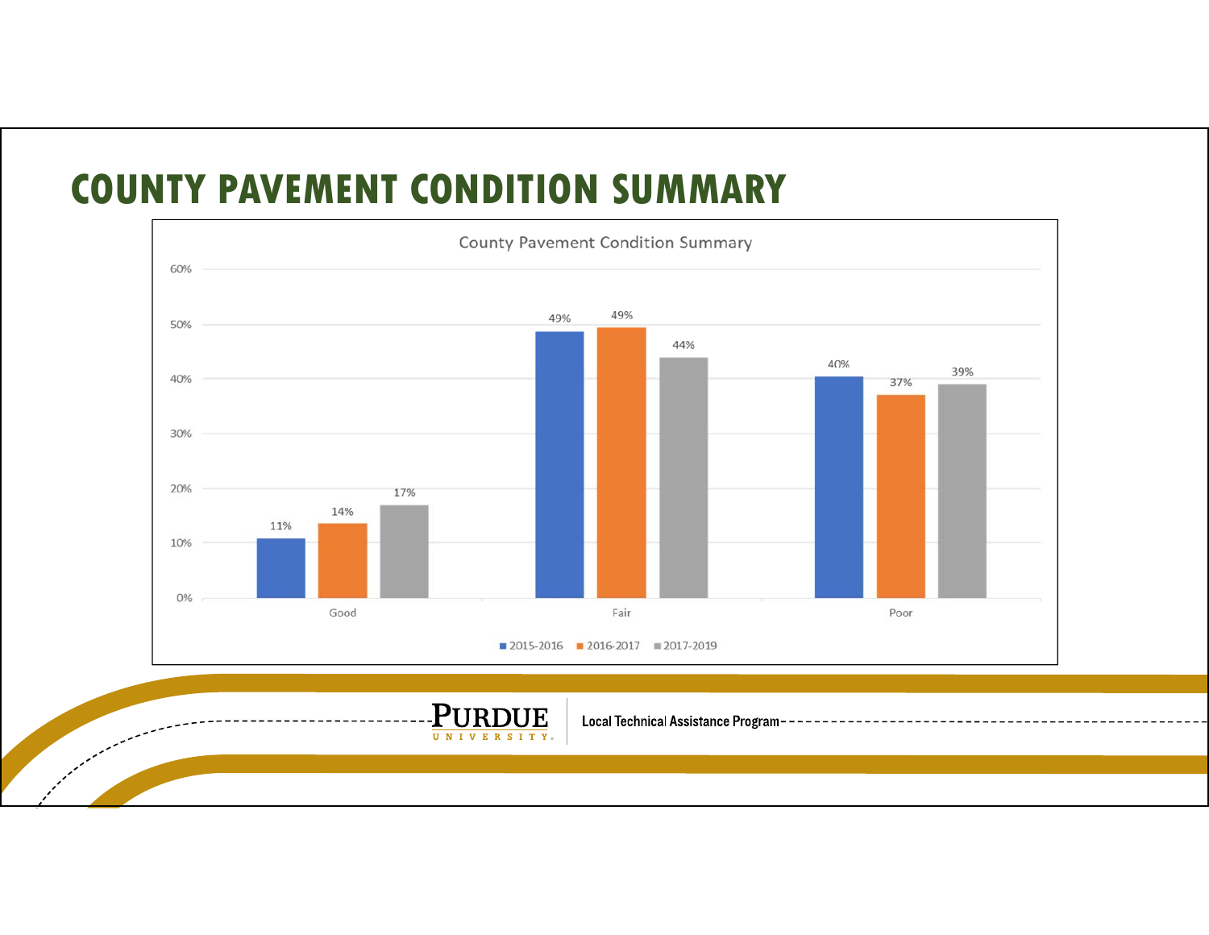# COUNTY PAVEMENT CONDITION SUMMARY

County Pavement Condition Summary

| | 2015-2016 | 2016-2017 | 2017-2019 |
|---|---|---|---|
| Good | 11% | 14% | 17% |
| Fair | 49% | 49% | 44% |
| Poor | 40% | 37% | 39% |

Purdue University | Local Technical Assistance Program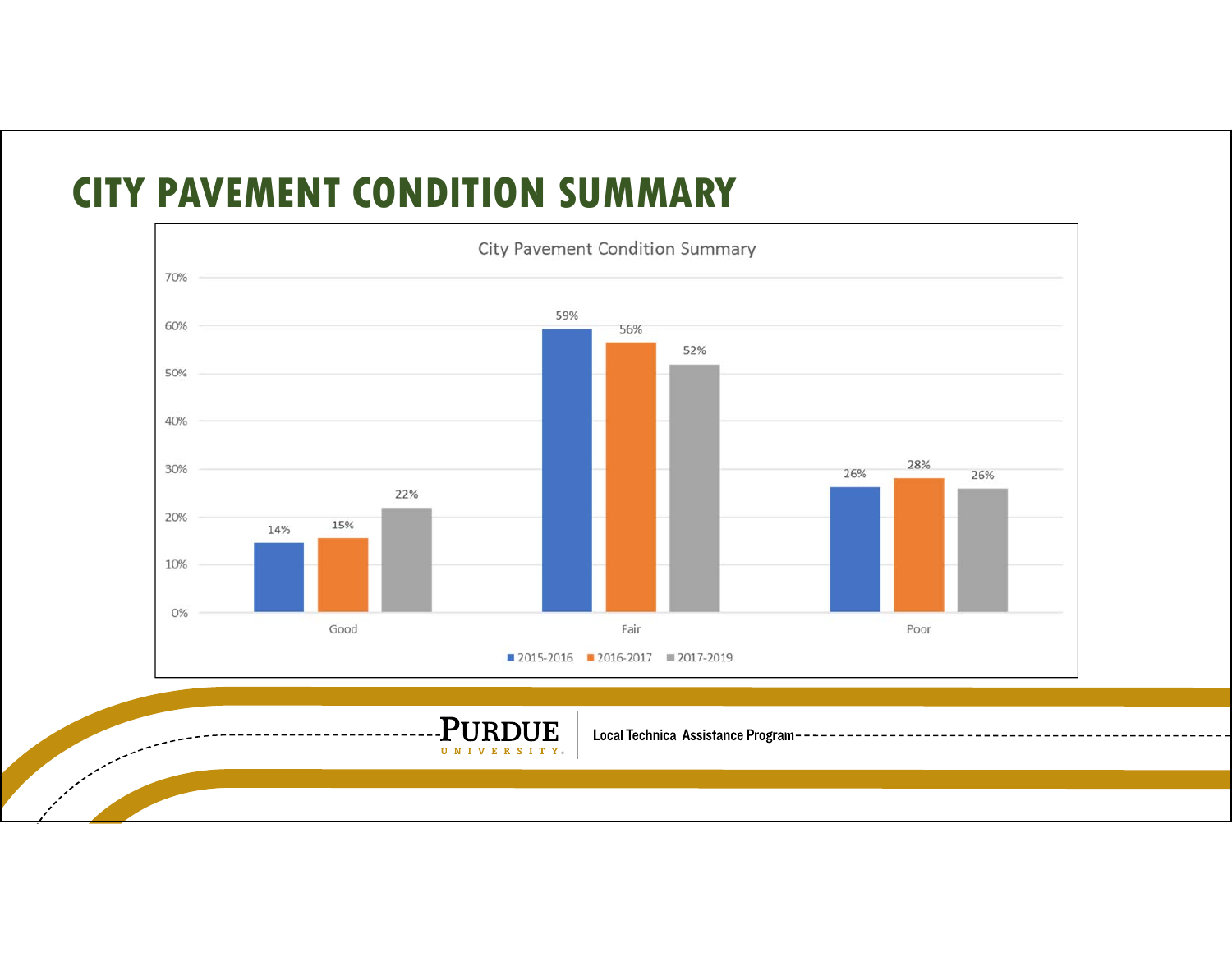# CITY PAVEMENT CONDITION SUMMARY

City Pavement Condition Summary

| | 2015-2016 | 2016-2017 | 2017-2019 |
|---|---|---|---|
| Good | 14% | 15% | 22% |
| Fair | 59% | 56% | 52% |
| Poor | 26% | 28% | 26% |

Purdue University Local Technical Assistance Program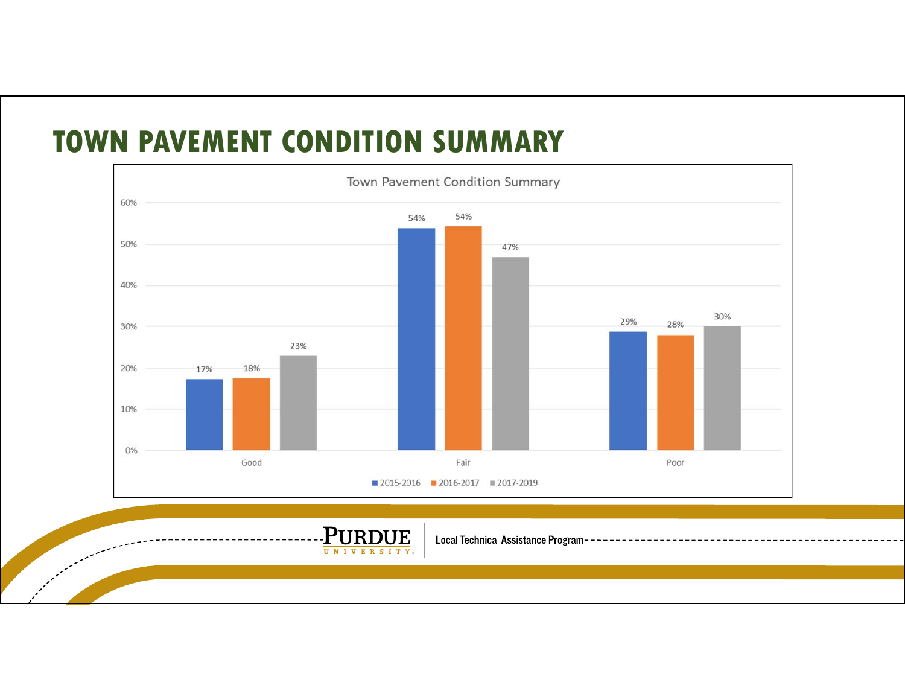# TOWN PAVEMENT CONDITION SUMMARY

Town Pavement Condition Summary

| | 2015-2016 | 2016-2017 | 2017-2019 |
|---|---|---|---|
| Good | 17% | 18% | 23% |
| Fair | 54% | 54% | 47% |
| Poor | 29% | 28% | 30% |

Purdue University | Local Technical Assistance Program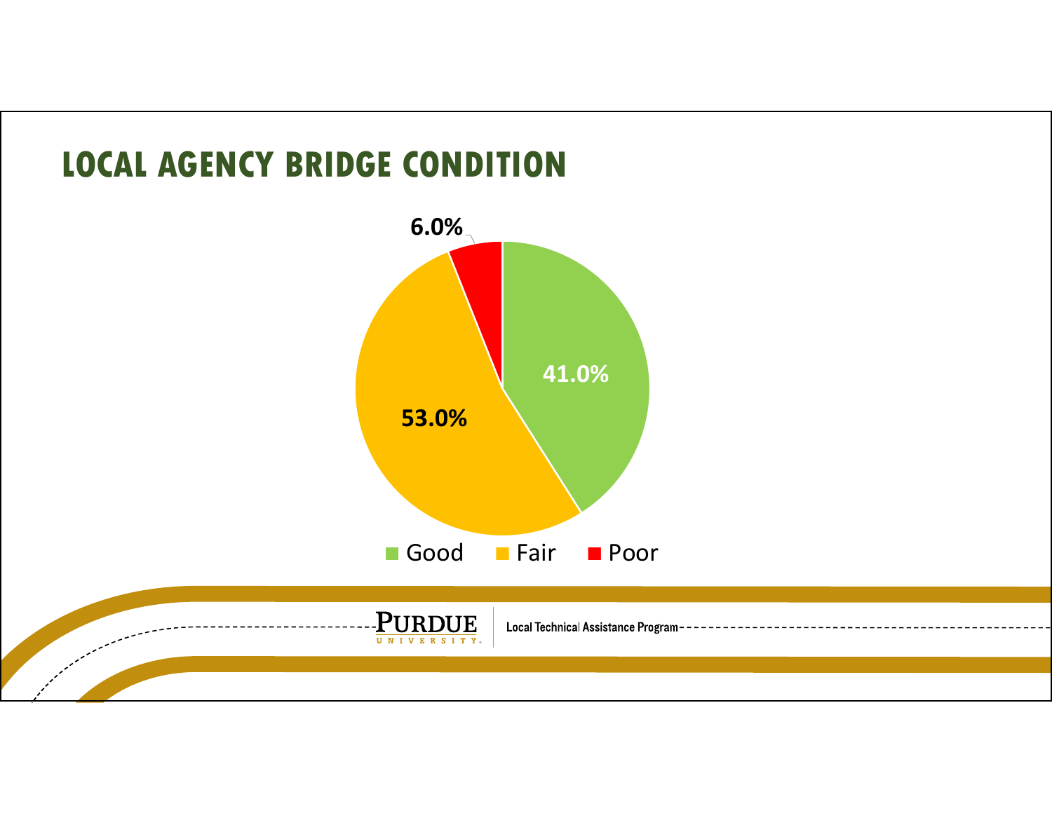# LOCAL AGENCY BRIDGE CONDITION

| Condition | Percentage |
|---|---|
| Good | 41.0% |
| Fair | 53.0% |
| Poor | 6.0% |

Purdue University | Local Technical Assistance Program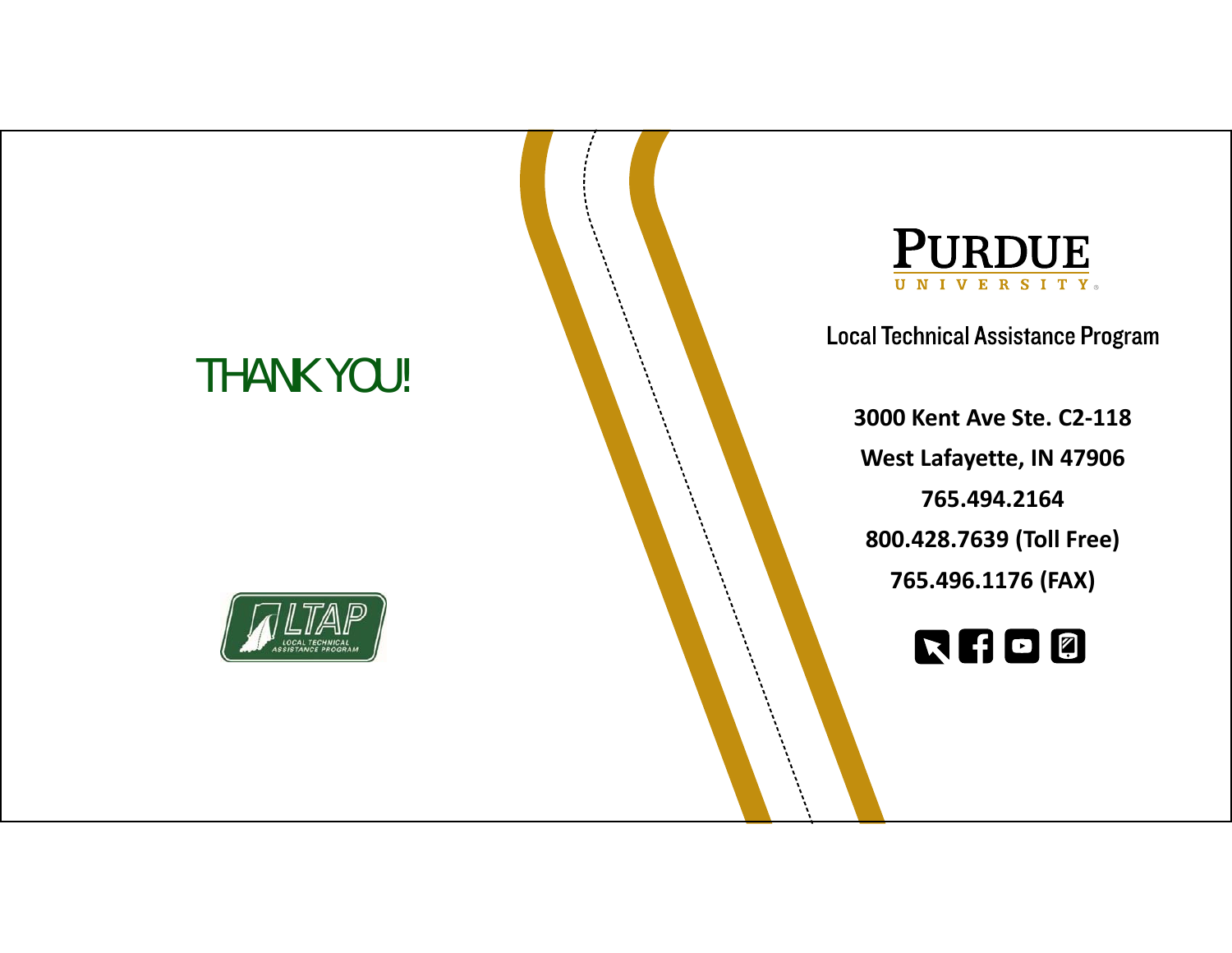# THANK YOU!

LTAP
LOCAL TECHNICAL ASSISTANCE PROGRAM

PURDUE
UNIVERSITY

Local Technical Assistance Program

**3000 Kent Ave Ste. C2-118**

**West Lafayette, IN 47906**

**765.494.2164**

**800.428.7639 (Toll Free)**

**765.496.1176 (FAX)**